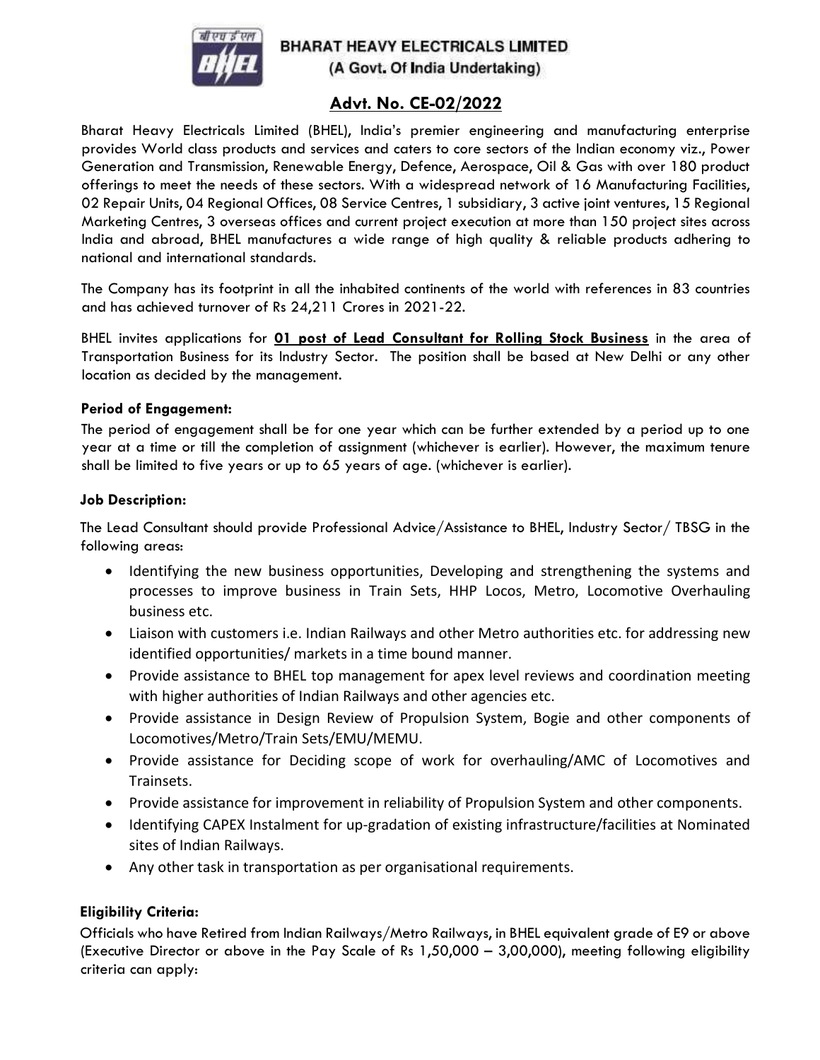# BHARAT HEAVY ELECTRICALS LIMITED

(A Govt. Of India Undertaking)

## Advt. No. CE-02/2022

Bharat Heavy Electricals Limited (BHEL), India's premier engineering and manufacturing enterprise provides World class products and services and caters to core sectors of the Indian economy viz., Power Generation and Transmission, Renewable Energy, Defence, Aerospace, Oil & Gas with over 180 product offerings to meet the needs of these sectors. With a widespread network of 16 Manufacturing Facilities, 02 Repair Units, 04 Regional Offices, 08 Service Centres, 1 subsidiary, 3 active joint ventures, 15 Regional Marketing Centres, 3 overseas offices and current project execution at more than 150 project sites across India and abroad, BHEL manufactures a wide range of high quality & reliable products adhering to national and international standards.

The Company has its footprint in all the inhabited continents of the world with references in 83 countries and has achieved turnover of Rs 24,211 Crores in 2021-22.

BHEL invites applications for **01 post of Lead Consultant for Rolling Stock Business** in the area of Transportation Business for its Industry Sector. The position shall be based at New Delhi or any other location as decided by the management.

### Period of Engagement:

The period of engagement shall be for one year which can be further extended by a period up to one year at a time or till the completion of assignment (whichever is earlier). However, the maximum tenure shall be limited to five years or up to 65 years of age. (whichever is earlier).

### Job Description:

The Lead Consultant should provide Professional Advice/Assistance to BHEL, Industry Sector/ TBSG in the following areas:

- Identifying the new business opportunities, Developing and strengthening the systems and processes to improve business in Train Sets, HHP Locos, Metro, Locomotive Overhauling business etc.
- Liaison with customers i.e. Indian Railways and other Metro authorities etc. for addressing new identified opportunities/ markets in a time bound manner.
- Provide assistance to BHEL top management for apex level reviews and coordination meeting with higher authorities of Indian Railways and other agencies etc.
- Provide assistance in Design Review of Propulsion System, Bogie and other components of Locomotives/Metro/Train Sets/EMU/MEMU.
- Provide assistance for Deciding scope of work for overhauling/AMC of Locomotives and Trainsets.
- Provide assistance for improvement in reliability of Propulsion System and other components.
- Identifying CAPEX Instalment for up-gradation of existing infrastructure/facilities at Nominated sites of Indian Railways.
- Any other task in transportation as per organisational requirements.

### Eligibility Criteria:

Officials who have Retired from Indian Railways/Metro Railways, in BHEL equivalent grade of E9 or above (Executive Director or above in the Pay Scale of Rs 1,50,000 – 3,00,000), meeting following eligibility criteria can apply: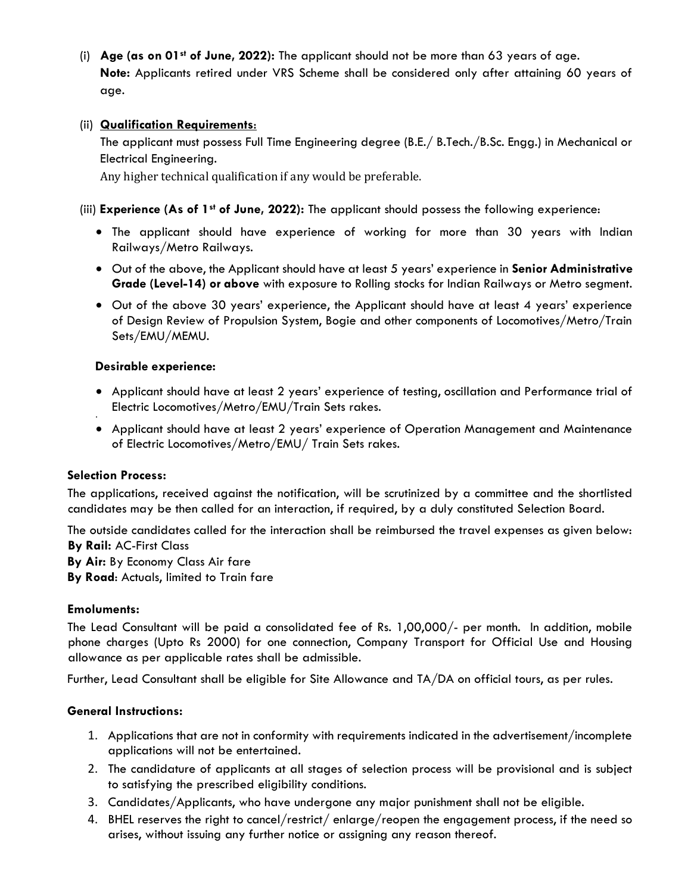(i) **Age (as on 01st of June, 2022):** The applicant should not be more than 63 years of age.
**Note:** Applicants retired under VRS Scheme shall be considered only after attaining 60 years of age.

(ii) **Qualification Requirements:**
The applicant must possess Full Time Engineering degree (B.E./ B.Tech./B.Sc. Engg.) in Mechanical or Electrical Engineering.
Any higher technical qualification if any would be preferable.

(iii) **Experience (As of 1st of June, 2022):** The applicant should possess the following experience:

- The applicant should have experience of working for more than 30 years with Indian Railways/Metro Railways.
- Out of the above, the Applicant should have at least 5 years' experience in **Senior Administrative Grade (Level-14) or above** with exposure to Rolling stocks for Indian Railways or Metro segment.
- Out of the above 30 years' experience, the Applicant should have at least 4 years' experience of Design Review of Propulsion System, Bogie and other components of Locomotives/Metro/Train Sets/EMU/MEMU.

**Desirable experience:**

- Applicant should have at least 2 years' experience of testing, oscillation and Performance trial of Electric Locomotives/Metro/EMU/Train Sets rakes.
- Applicant should have at least 2 years' experience of Operation Management and Maintenance of Electric Locomotives/Metro/EMU/ Train Sets rakes.

**Selection Process:**

The applications, received against the notification, will be scrutinized by a committee and the shortlisted candidates may be then called for an interaction, if required, by a duly constituted Selection Board.

The outside candidates called for the interaction shall be reimbursed the travel expenses as given below:
**By Rail:** AC-First Class
**By Air:** By Economy Class Air fare
**By Road**: Actuals, limited to Train fare

**Emoluments:**

The Lead Consultant will be paid a consolidated fee of Rs. 1,00,000/- per month. In addition, mobile phone charges (Upto Rs 2000) for one connection, Company Transport for Official Use and Housing allowance as per applicable rates shall be admissible.

Further, Lead Consultant shall be eligible for Site Allowance and TA/DA on official tours, as per rules.

**General Instructions:**

1. Applications that are not in conformity with requirements indicated in the advertisement/incomplete applications will not be entertained.
2. The candidature of applicants at all stages of selection process will be provisional and is subject to satisfying the prescribed eligibility conditions.
3. Candidates/Applicants, who have undergone any major punishment shall not be eligible.
4. BHEL reserves the right to cancel/restrict/ enlarge/reopen the engagement process, if the need so arises, without issuing any further notice or assigning any reason thereof.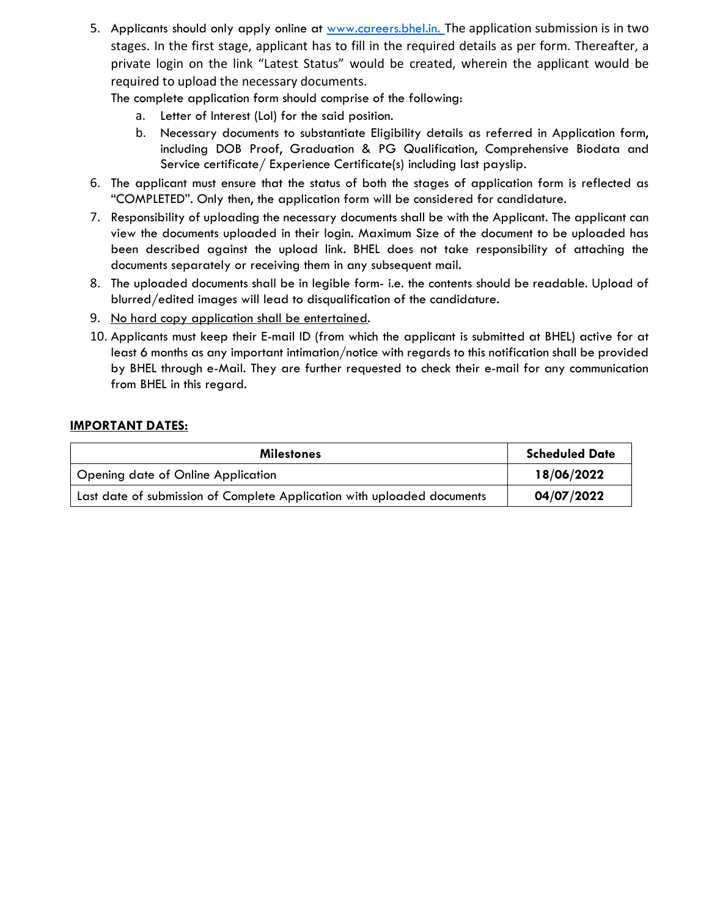5. Applicants should only apply online at [www.careers.bhel.in.](http://www.careers.bhel.in) The application submission is in two stages. In the first stage, applicant has to fill in the required details as per form. Thereafter, a private login on the link "Latest Status" would be created, wherein the applicant would be required to upload the necessary documents.

   The complete application form should comprise of the following:

   a. Letter of Interest (LoI) for the said position.
   b. Necessary documents to substantiate Eligibility details as referred in Application form, including DOB Proof, Graduation & PG Qualification, Comprehensive Biodata and Service certificate/ Experience Certificate(s) including last payslip.

6. The applicant must ensure that the status of both the stages of application form is reflected as "COMPLETED". Only then, the application form will be considered for candidature.
7. Responsibility of uploading the necessary documents shall be with the Applicant. The applicant can view the documents uploaded in their login. Maximum Size of the document to be uploaded has been described against the upload link. BHEL does not take responsibility of attaching the documents separately or receiving them in any subsequent mail.
8. The uploaded documents shall be in legible form- i.e. the contents should be readable. Upload of blurred/edited images will lead to disqualification of the candidature.
9. No hard copy application shall be entertained.
10. Applicants must keep their E-mail ID (from which the applicant is submitted at BHEL) active for at least 6 months as any important intimation/notice with regards to this notification shall be provided by BHEL through e-Mail. They are further requested to check their e-mail for any communication from BHEL in this regard.

**IMPORTANT DATES:**

| Milestones | Scheduled Date |
| --- | --- |
| Opening date of Online Application | **18/06/2022** |
| Last date of submission of Complete Application with uploaded documents | **04/07/2022** |